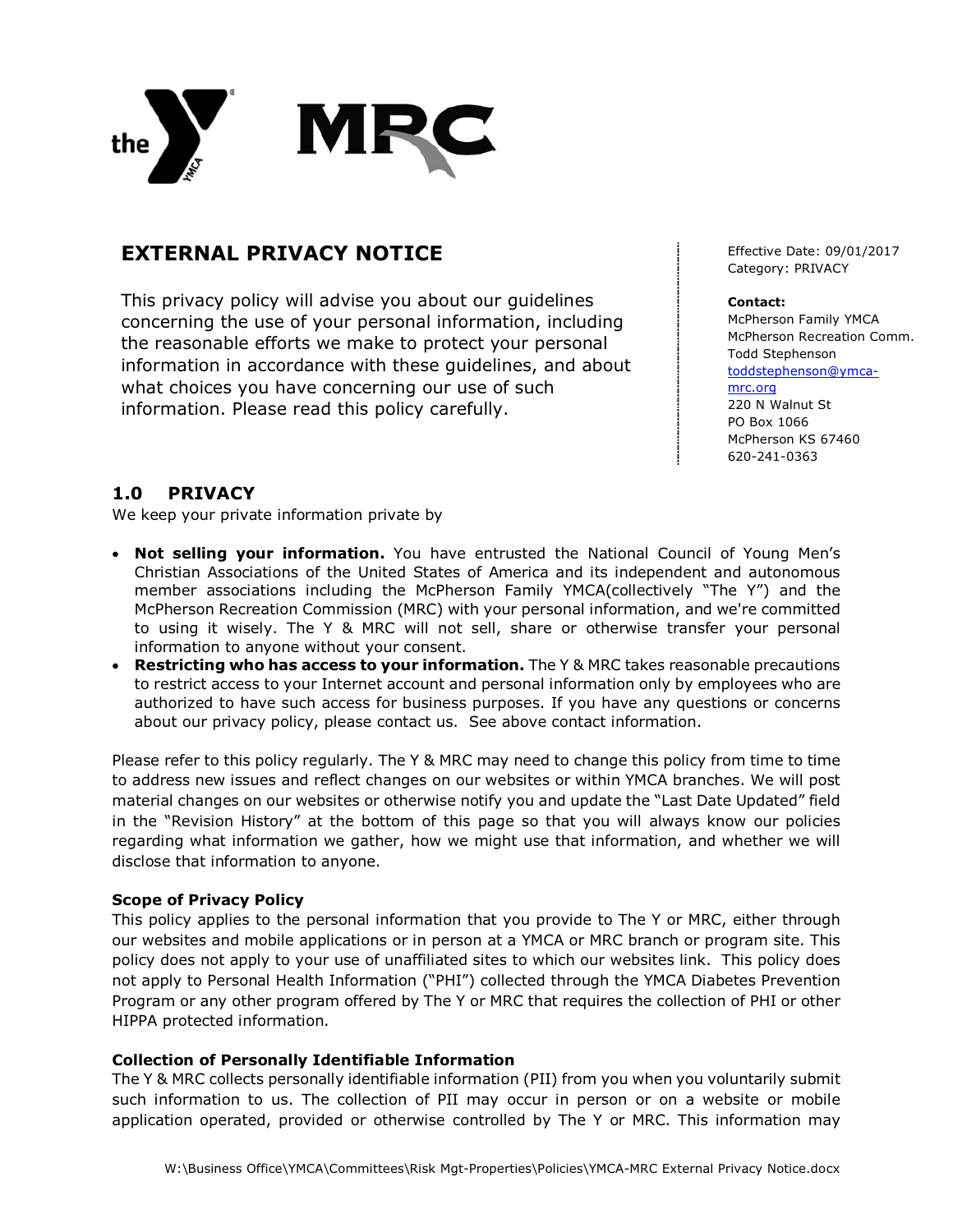# EXTERNAL PRIVACY NOTICE

This privacy policy will advise you about our guidelines concerning the use of your personal information, including the reasonable efforts we make to protect your personal information in accordance with these guidelines, and about what choices you have concerning our use of such information. Please read this policy carefully.

Effective Date: 09/01/2017
Category: PRIVACY

**Contact:**
McPherson Family YMCA
McPherson Recreation Comm.
Todd Stephenson
toddstephenson@ymca-mrc.org
220 N Walnut St
PO Box 1066
McPherson KS 67460
620-241-0363

## 1.0 PRIVACY

We keep your private information private by

- **Not selling your information.** You have entrusted the National Council of Young Men's Christian Associations of the United States of America and its independent and autonomous member associations including the McPherson Family YMCA(collectively "The Y") and the McPherson Recreation Commission (MRC) with your personal information, and we're committed to using it wisely. The Y & MRC will not sell, share or otherwise transfer your personal information to anyone without your consent.
- **Restricting who has access to your information.** The Y & MRC takes reasonable precautions to restrict access to your Internet account and personal information only by employees who are authorized to have such access for business purposes. If you have any questions or concerns about our privacy policy, please contact us. See above contact information.

Please refer to this policy regularly. The Y & MRC may need to change this policy from time to time to address new issues and reflect changes on our websites or within YMCA branches. We will post material changes on our websites or otherwise notify you and update the "Last Date Updated" field in the "Revision History" at the bottom of this page so that you will always know our policies regarding what information we gather, how we might use that information, and whether we will disclose that information to anyone.

### Scope of Privacy Policy

This policy applies to the personal information that you provide to The Y or MRC, either through our websites and mobile applications or in person at a YMCA or MRC branch or program site. This policy does not apply to your use of unaffiliated sites to which our websites link. This policy does not apply to Personal Health Information ("PHI") collected through the YMCA Diabetes Prevention Program or any other program offered by The Y or MRC that requires the collection of PHI or other HIPPA protected information.

### Collection of Personally Identifiable Information

The Y & MRC collects personally identifiable information (PII) from you when you voluntarily submit such information to us. The collection of PII may occur in person or on a website or mobile application operated, provided or otherwise controlled by The Y or MRC. This information may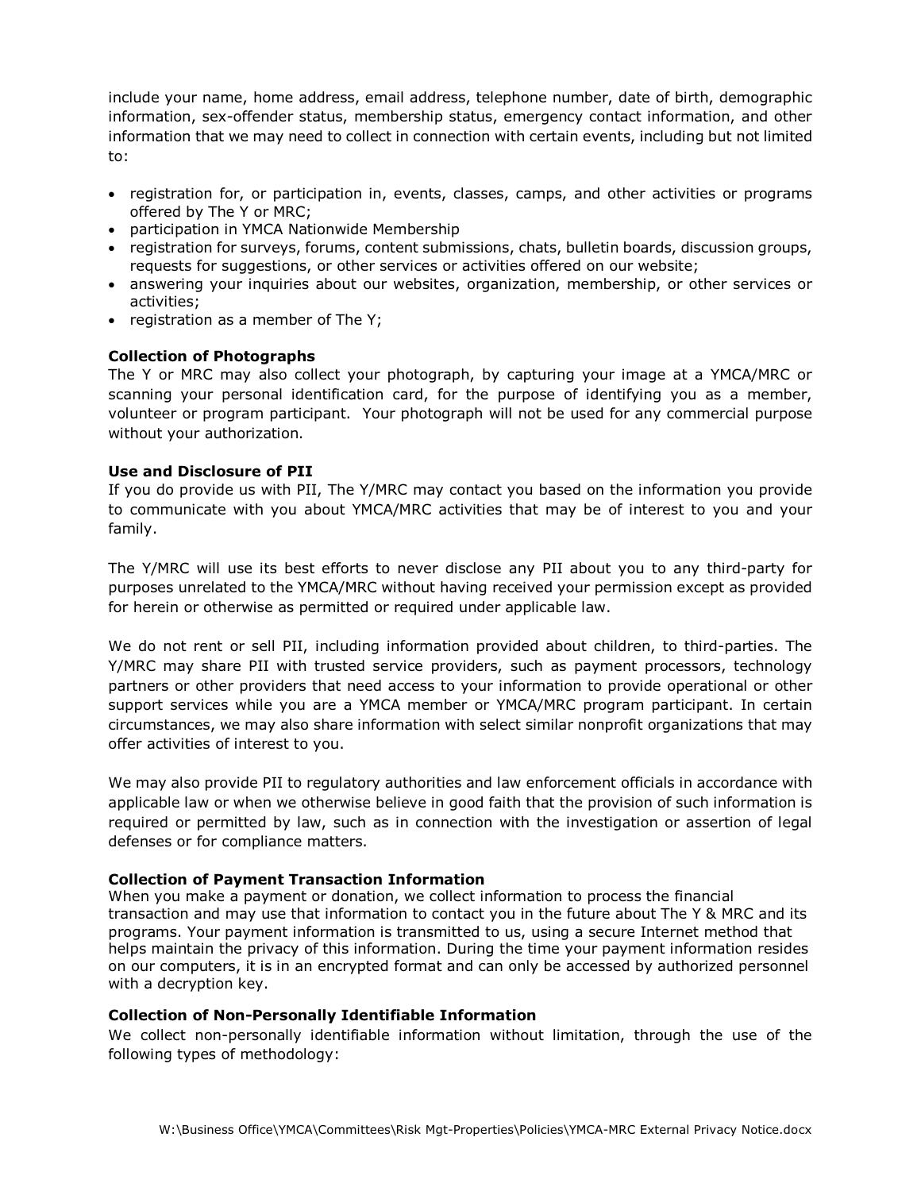include your name, home address, email address, telephone number, date of birth, demographic information, sex-offender status, membership status, emergency contact information, and other information that we may need to collect in connection with certain events, including but not limited to:

- registration for, or participation in, events, classes, camps, and other activities or programs offered by The Y or MRC;
- participation in YMCA Nationwide Membership
- registration for surveys, forums, content submissions, chats, bulletin boards, discussion groups, requests for suggestions, or other services or activities offered on our website;
- answering your inquiries about our websites, organization, membership, or other services or activities;
- registration as a member of The Y;

**Collection of Photographs**

The Y or MRC may also collect your photograph, by capturing your image at a YMCA/MRC or scanning your personal identification card, for the purpose of identifying you as a member, volunteer or program participant. Your photograph will not be used for any commercial purpose without your authorization.

**Use and Disclosure of PII**

If you do provide us with PII, The Y/MRC may contact you based on the information you provide to communicate with you about YMCA/MRC activities that may be of interest to you and your family.

The Y/MRC will use its best efforts to never disclose any PII about you to any third-party for purposes unrelated to the YMCA/MRC without having received your permission except as provided for herein or otherwise as permitted or required under applicable law.

We do not rent or sell PII, including information provided about children, to third-parties. The Y/MRC may share PII with trusted service providers, such as payment processors, technology partners or other providers that need access to your information to provide operational or other support services while you are a YMCA member or YMCA/MRC program participant. In certain circumstances, we may also share information with select similar nonprofit organizations that may offer activities of interest to you.

We may also provide PII to regulatory authorities and law enforcement officials in accordance with applicable law or when we otherwise believe in good faith that the provision of such information is required or permitted by law, such as in connection with the investigation or assertion of legal defenses or for compliance matters.

**Collection of Payment Transaction Information**

When you make a payment or donation, we collect information to process the financial transaction and may use that information to contact you in the future about The Y & MRC and its programs. Your payment information is transmitted to us, using a secure Internet method that helps maintain the privacy of this information. During the time your payment information resides on our computers, it is in an encrypted format and can only be accessed by authorized personnel with a decryption key.

**Collection of Non-Personally Identifiable Information**

We collect non-personally identifiable information without limitation, through the use of the following types of methodology: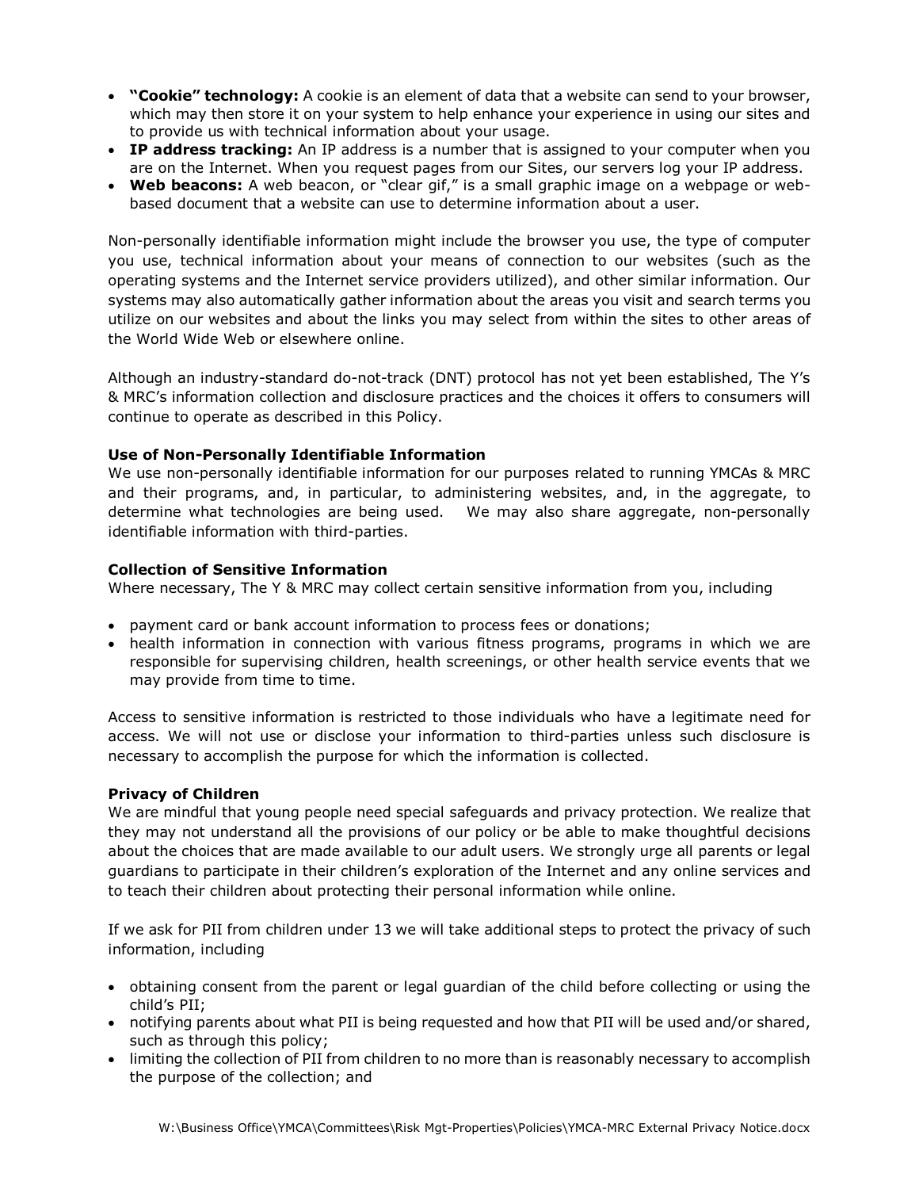- **"Cookie" technology:** A cookie is an element of data that a website can send to your browser, which may then store it on your system to help enhance your experience in using our sites and to provide us with technical information about your usage.
- **IP address tracking:** An IP address is a number that is assigned to your computer when you are on the Internet. When you request pages from our Sites, our servers log your IP address.
- **Web beacons:** A web beacon, or "clear gif," is a small graphic image on a webpage or web-based document that a website can use to determine information about a user.

Non-personally identifiable information might include the browser you use, the type of computer you use, technical information about your means of connection to our websites (such as the operating systems and the Internet service providers utilized), and other similar information. Our systems may also automatically gather information about the areas you visit and search terms you utilize on our websites and about the links you may select from within the sites to other areas of the World Wide Web or elsewhere online.

Although an industry-standard do-not-track (DNT) protocol has not yet been established, The Y's & MRC's information collection and disclosure practices and the choices it offers to consumers will continue to operate as described in this Policy.

**Use of Non-Personally Identifiable Information**

We use non-personally identifiable information for our purposes related to running YMCAs & MRC and their programs, and, in particular, to administering websites, and, in the aggregate, to determine what technologies are being used. We may also share aggregate, non-personally identifiable information with third-parties.

**Collection of Sensitive Information**

Where necessary, The Y & MRC may collect certain sensitive information from you, including

- payment card or bank account information to process fees or donations;
- health information in connection with various fitness programs, programs in which we are responsible for supervising children, health screenings, or other health service events that we may provide from time to time.

Access to sensitive information is restricted to those individuals who have a legitimate need for access. We will not use or disclose your information to third-parties unless such disclosure is necessary to accomplish the purpose for which the information is collected.

**Privacy of Children**

We are mindful that young people need special safeguards and privacy protection. We realize that they may not understand all the provisions of our policy or be able to make thoughtful decisions about the choices that are made available to our adult users. We strongly urge all parents or legal guardians to participate in their children's exploration of the Internet and any online services and to teach their children about protecting their personal information while online.

If we ask for PII from children under 13 we will take additional steps to protect the privacy of such information, including

- obtaining consent from the parent or legal guardian of the child before collecting or using the child's PII;
- notifying parents about what PII is being requested and how that PII will be used and/or shared, such as through this policy;
- limiting the collection of PII from children to no more than is reasonably necessary to accomplish the purpose of the collection; and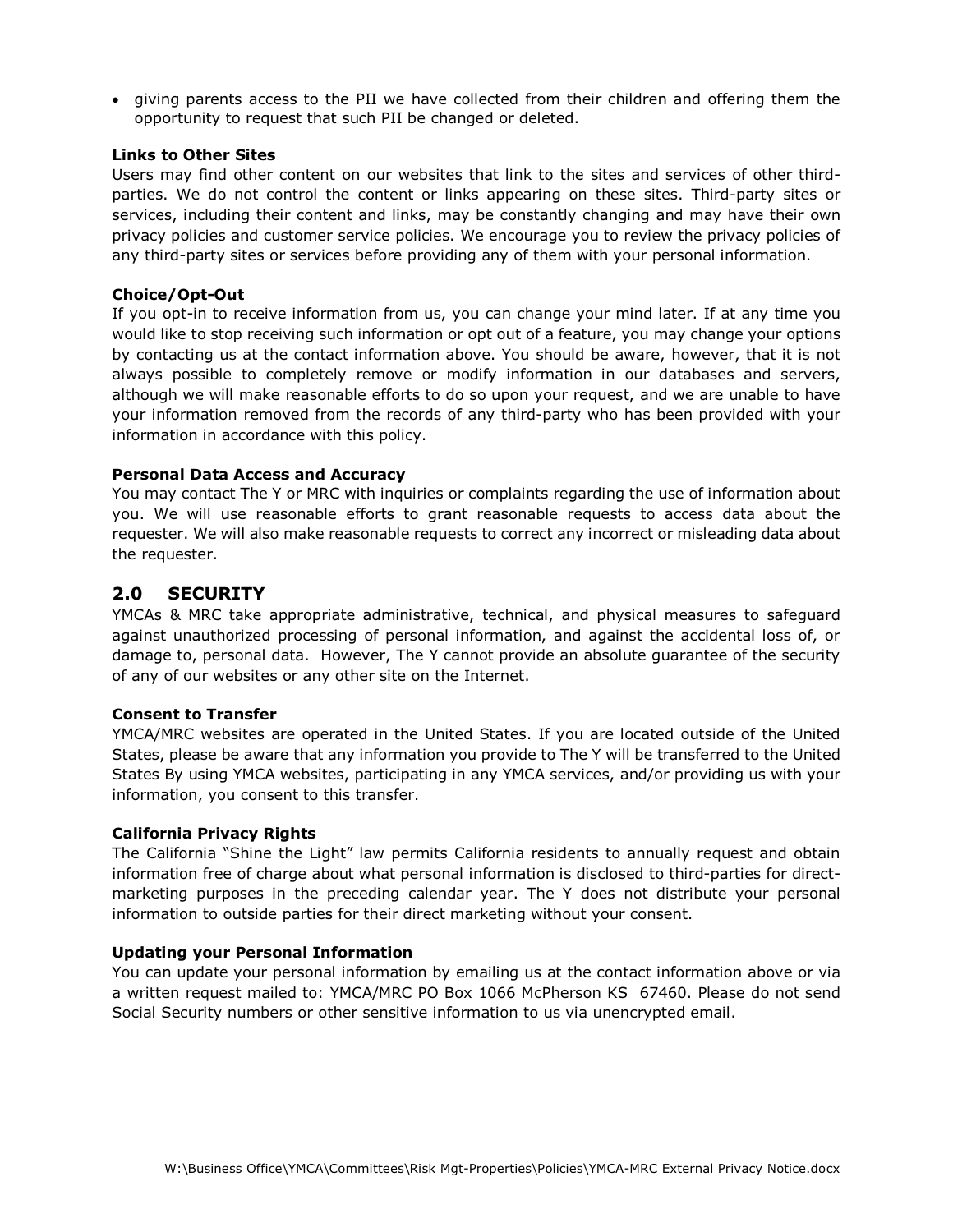- giving parents access to the PII we have collected from their children and offering them the opportunity to request that such PII be changed or deleted.

**Links to Other Sites**

Users may find other content on our websites that link to the sites and services of other third-parties. We do not control the content or links appearing on these sites. Third-party sites or services, including their content and links, may be constantly changing and may have their own privacy policies and customer service policies. We encourage you to review the privacy policies of any third-party sites or services before providing any of them with your personal information.

**Choice/Opt-Out**

If you opt-in to receive information from us, you can change your mind later. If at any time you would like to stop receiving such information or opt out of a feature, you may change your options by contacting us at the contact information above. You should be aware, however, that it is not always possible to completely remove or modify information in our databases and servers, although we will make reasonable efforts to do so upon your request, and we are unable to have your information removed from the records of any third-party who has been provided with your information in accordance with this policy.

**Personal Data Access and Accuracy**

You may contact The Y or MRC with inquiries or complaints regarding the use of information about you. We will use reasonable efforts to grant reasonable requests to access data about the requester. We will also make reasonable requests to correct any incorrect or misleading data about the requester.

## 2.0 SECURITY

YMCAs & MRC take appropriate administrative, technical, and physical measures to safeguard against unauthorized processing of personal information, and against the accidental loss of, or damage to, personal data. However, The Y cannot provide an absolute guarantee of the security of any of our websites or any other site on the Internet.

**Consent to Transfer**

YMCA/MRC websites are operated in the United States. If you are located outside of the United States, please be aware that any information you provide to The Y will be transferred to the United States By using YMCA websites, participating in any YMCA services, and/or providing us with your information, you consent to this transfer.

**California Privacy Rights**

The California "Shine the Light" law permits California residents to annually request and obtain information free of charge about what personal information is disclosed to third-parties for direct-marketing purposes in the preceding calendar year. The Y does not distribute your personal information to outside parties for their direct marketing without your consent.

**Updating your Personal Information**

You can update your personal information by emailing us at the contact information above or via a written request mailed to: YMCA/MRC PO Box 1066 McPherson KS 67460. Please do not send Social Security numbers or other sensitive information to us via unencrypted email.